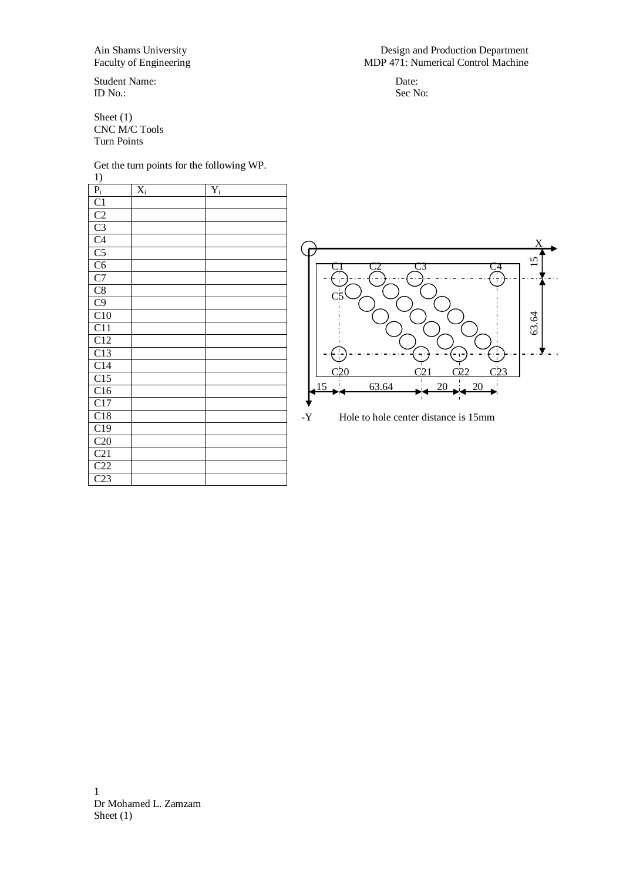Ain Shams University
Faculty of Engineering

Design and Production Department
MDP 471: Numerical Control Machine

Student Name:
ID No.:

Date:
Sec No:

Sheet (1)
CNC M/C Tools
Turn Points

Get the turn points for the following WP.

1)

| $P_i$ | $X_i$ | $Y_i$ |
|---|---|---|
| C1 | | |
| C2 | | |
| C3 | | |
| C4 | | |
| C5 | | |
| C6 | | |
| C7 | | |
| C8 | | |
| C9 | | |
| C10 | | |
| C11 | | |
| C12 | | |
| C13 | | |
| C14 | | |
| C15 | | |
| C16 | | |
| C17 | | |
| C18 | | |
| C19 | | |
| C20 | | |
| C21 | | |
| C22 | | |
| C23 | | |

X

15

63.64

C1 C2 C3 C4

C5

C20 C21 C22 C23

15 63.64 20 20

-Y

Hole to hole center distance is 15mm

Dr Mohamed L. Zamzam
Sheet (1)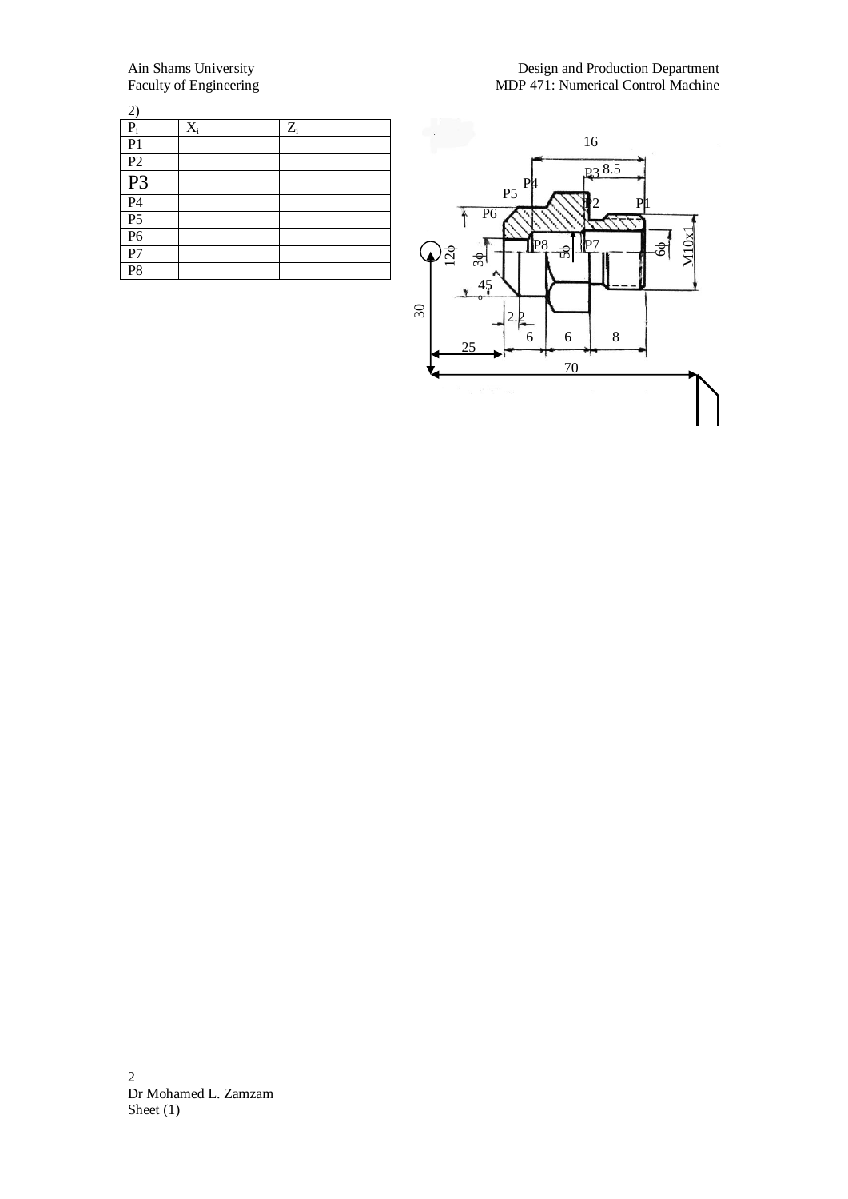2)

| $P_i$ | $X_i$ | $Z_i$ |
|---|---|---|
| P1 | | |
| P2 | | |
| P3 | | |
| P4 | | |
| P5 | | |
| P6 | | |
| P7 | | |
| P8 | | |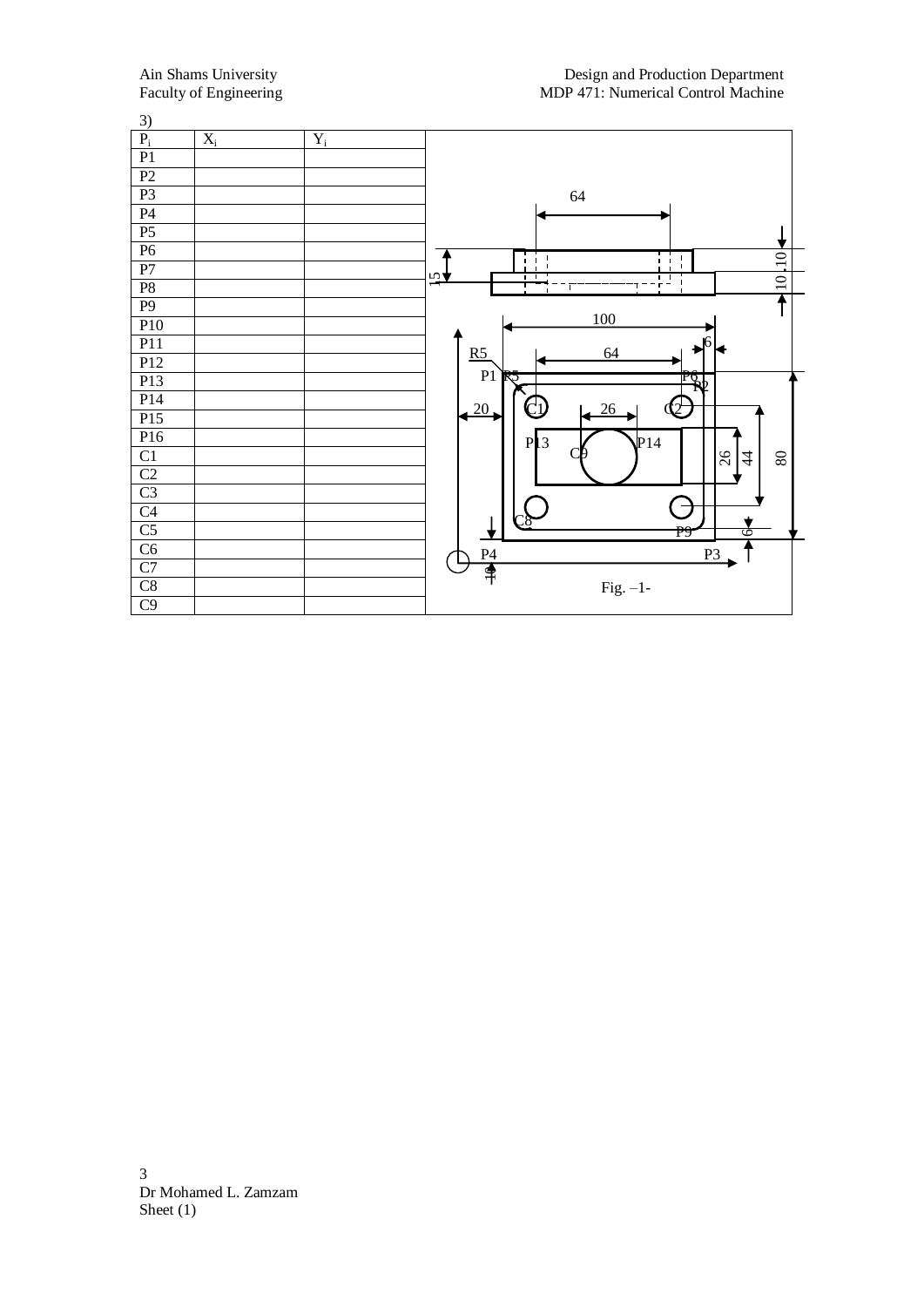3)

| $P_i$ | $X_i$ | $Y_i$ |
|---|---|---|
| P1 | | |
| P2 | | |
| P3 | | |
| P4 | | |
| P5 | | |
| P6 | | |
| P7 | | |
| P8 | | |
| P9 | | |
| P10 | | |
| P11 | | |
| P12 | | |
| P13 | | |
| P14 | | |
| P15 | | |
| P16 | | |
| C1 | | |
| C2 | | |
| C3 | | |
| C4 | | |
| C5 | | |
| C6 | | |
| C7 | | |
| C8 | | |
| C9 | | |

Fig. –1-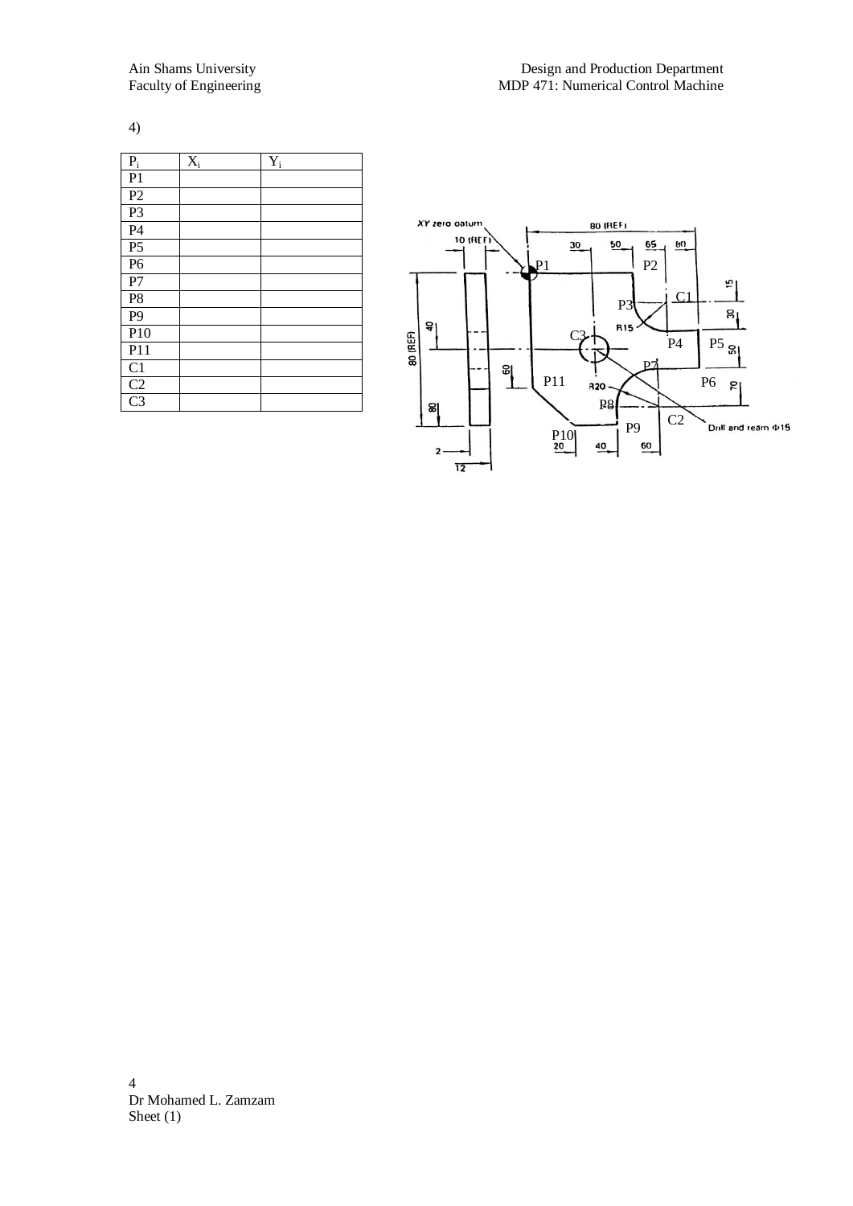4)

| $P_i$ | $X_i$ | $Y_i$ |
|---|---|---|
| P1 | | |
| P2 | | |
| P3 | | |
| P4 | | |
| P5 | | |
| P6 | | |
| P7 | | |
| P8 | | |
| P9 | | |
| P10 | | |
| P11 | | |
| C1 | | |
| C2 | | |
| C3 | | |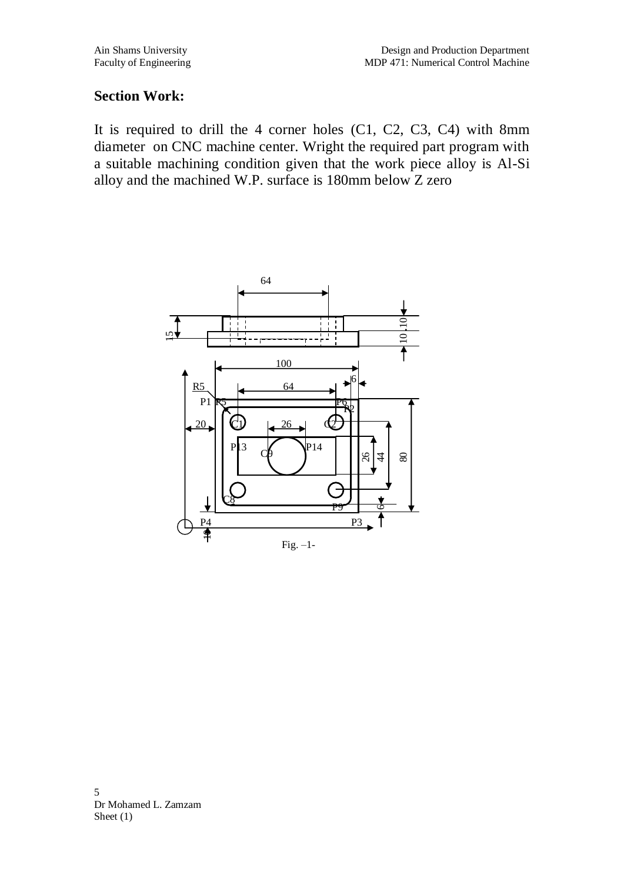## Section Work:

It is required to drill the 4 corner holes (C1, C2, C3, C4) with 8mm diameter on CNC machine center. Wright the required part program with a suitable machining condition given that the work piece alloy is Al-Si alloy and the machined W.P. surface is 180mm below Z zero

64

15

10 10

100

6

R5

64

P1 R5

P6 P2

20

C1

26

C2

P13

C9

P14

26

44

80

C8

P9

6

P4

P3

10

Fig. –1-